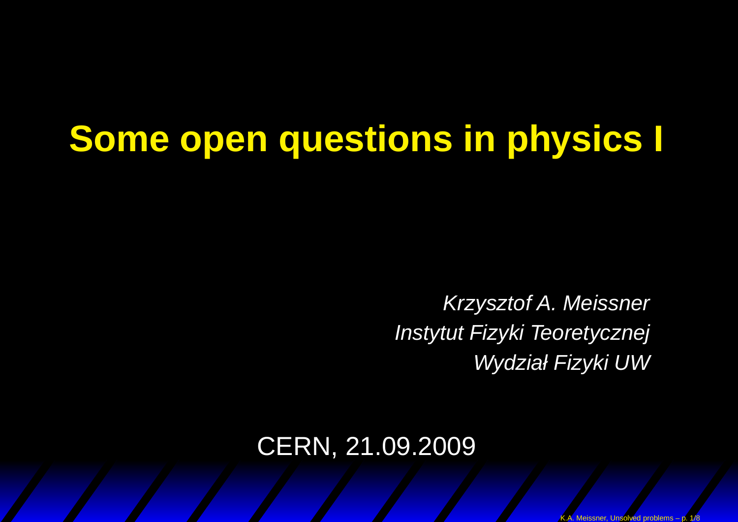# Some open questions in physics I

*Krzysztof A. Meissner*
*Instytut Fizyki Teoretycznej*
*Wydział Fizyki UW*

CERN, 21.09.2009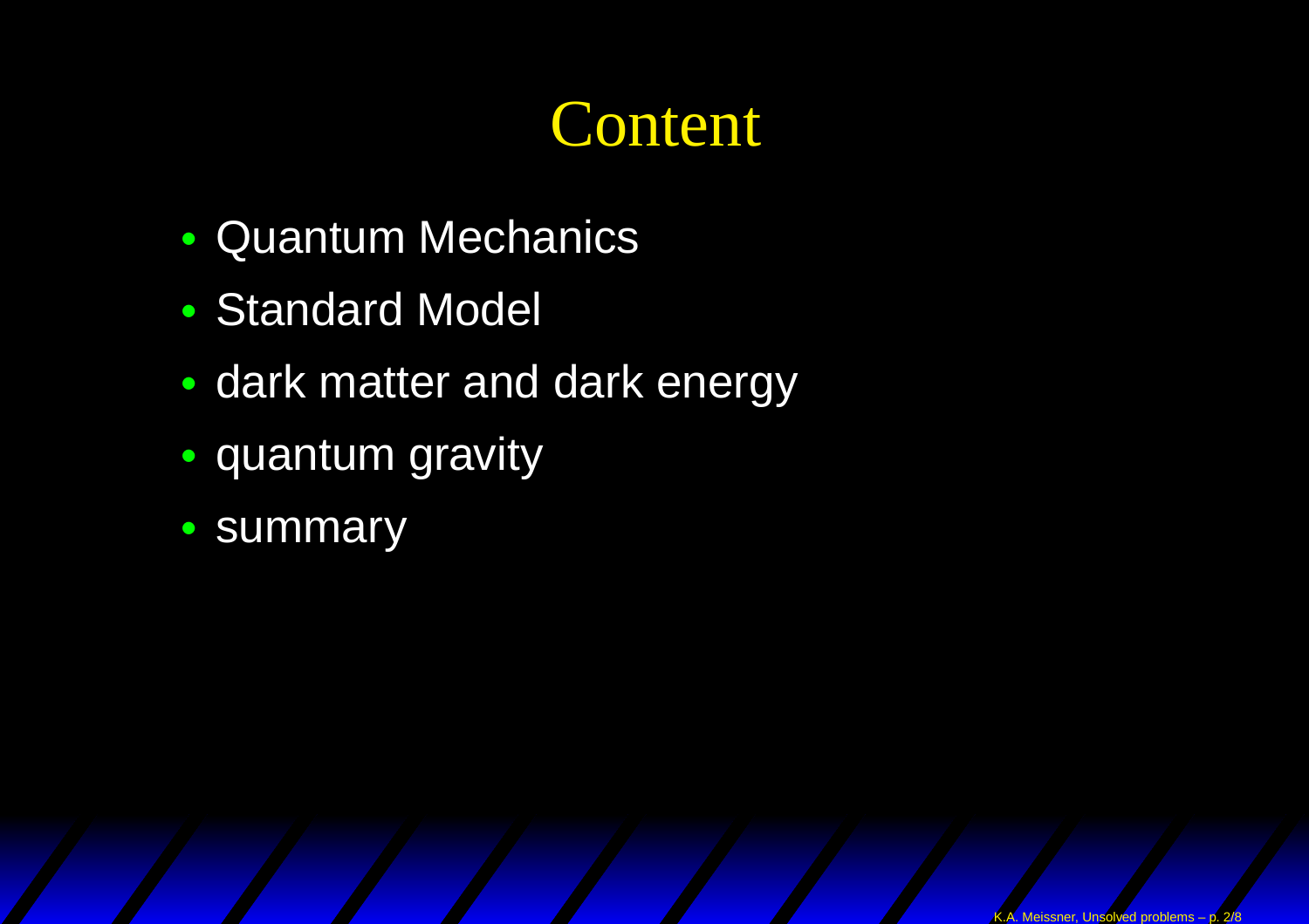# Content

- Quantum Mechanics
- Standard Model
- dark matter and dark energy
- quantum gravity
- summary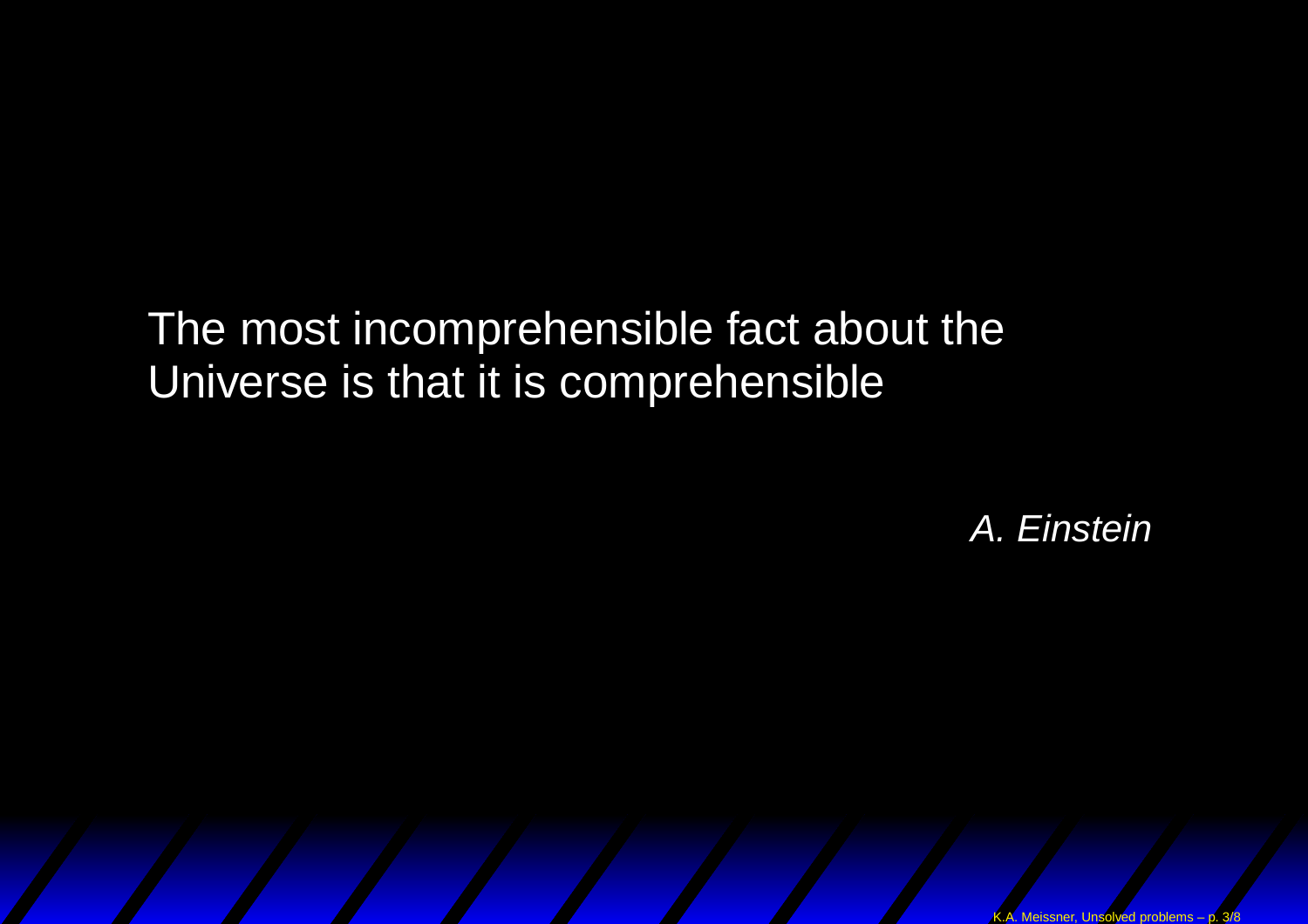The most incomprehensible fact about the Universe is that it is comprehensible

*A. Einstein*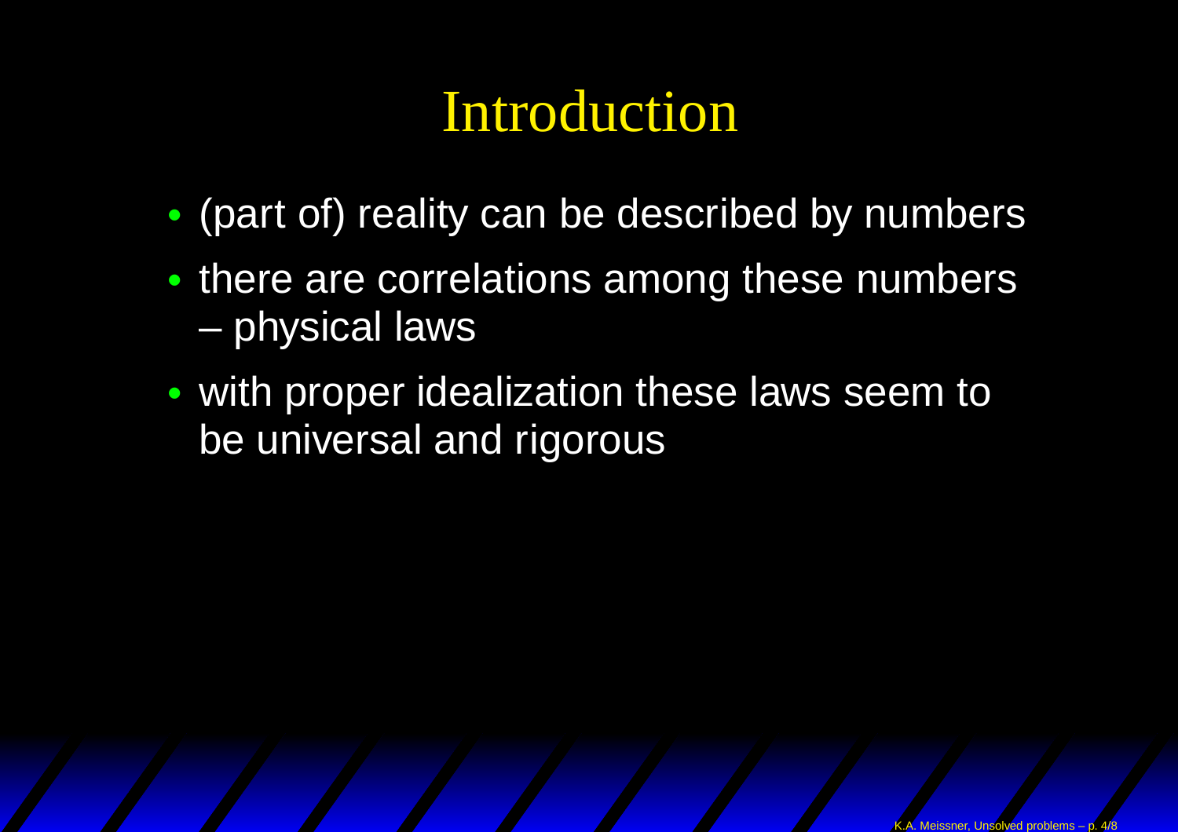# Introduction

- (part of) reality can be described by numbers
- there are correlations among these numbers – physical laws
- with proper idealization these laws seem to be universal and rigorous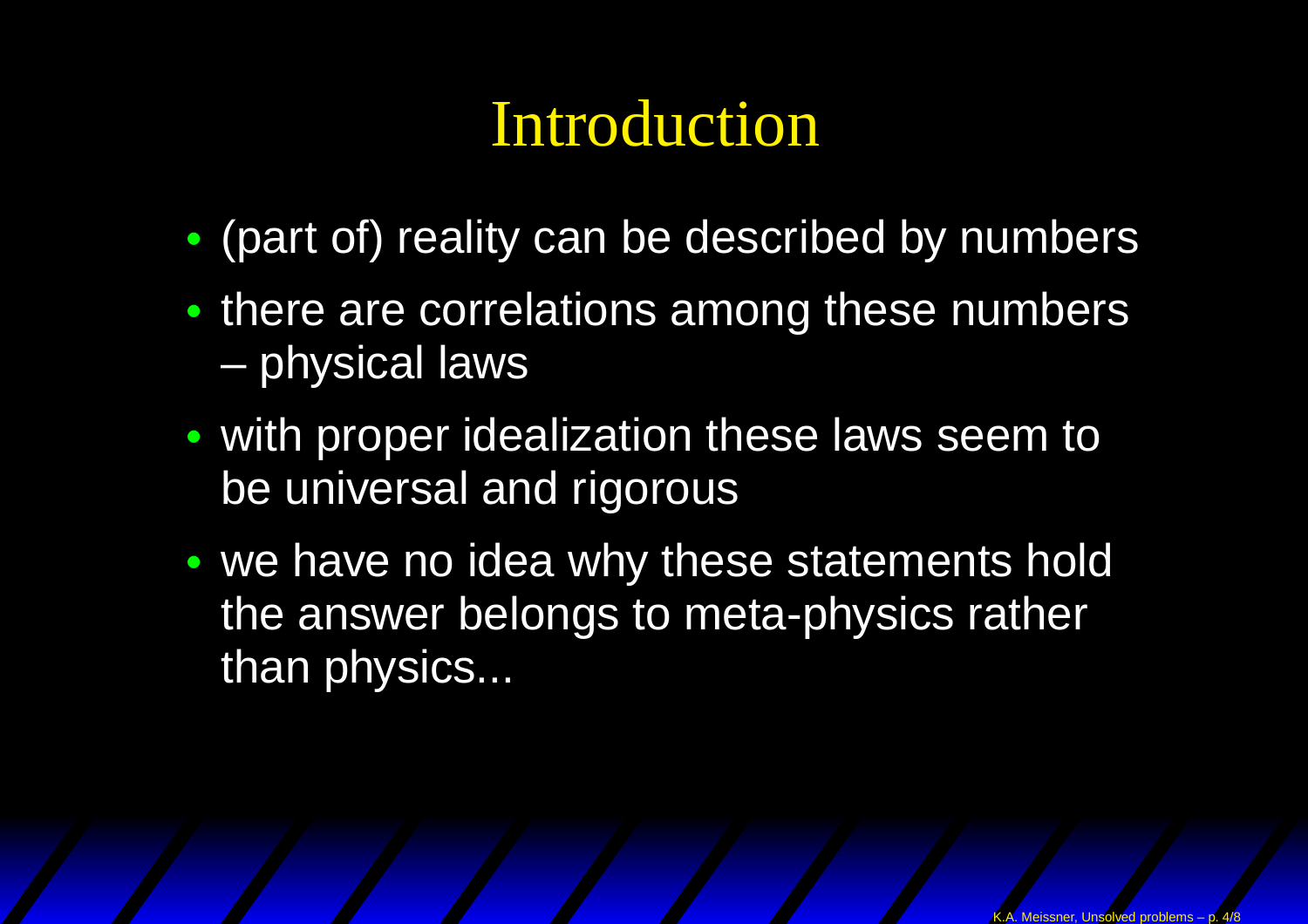# Introduction

- (part of) reality can be described by numbers
- there are correlations among these numbers – physical laws
- with proper idealization these laws seem to be universal and rigorous
- we have no idea why these statements hold the answer belongs to meta-physics rather than physics...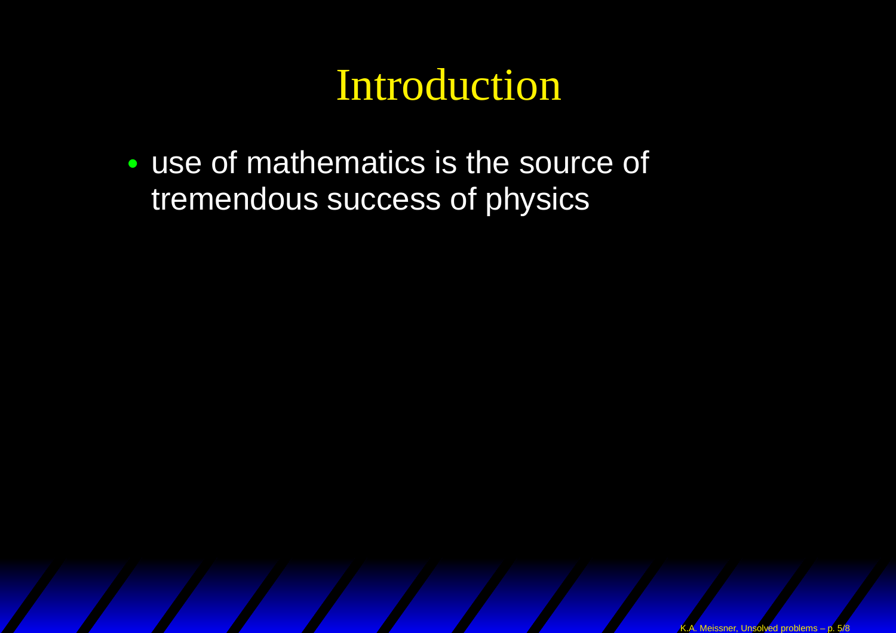# Introduction

- use of mathematics is the source of tremendous success of physics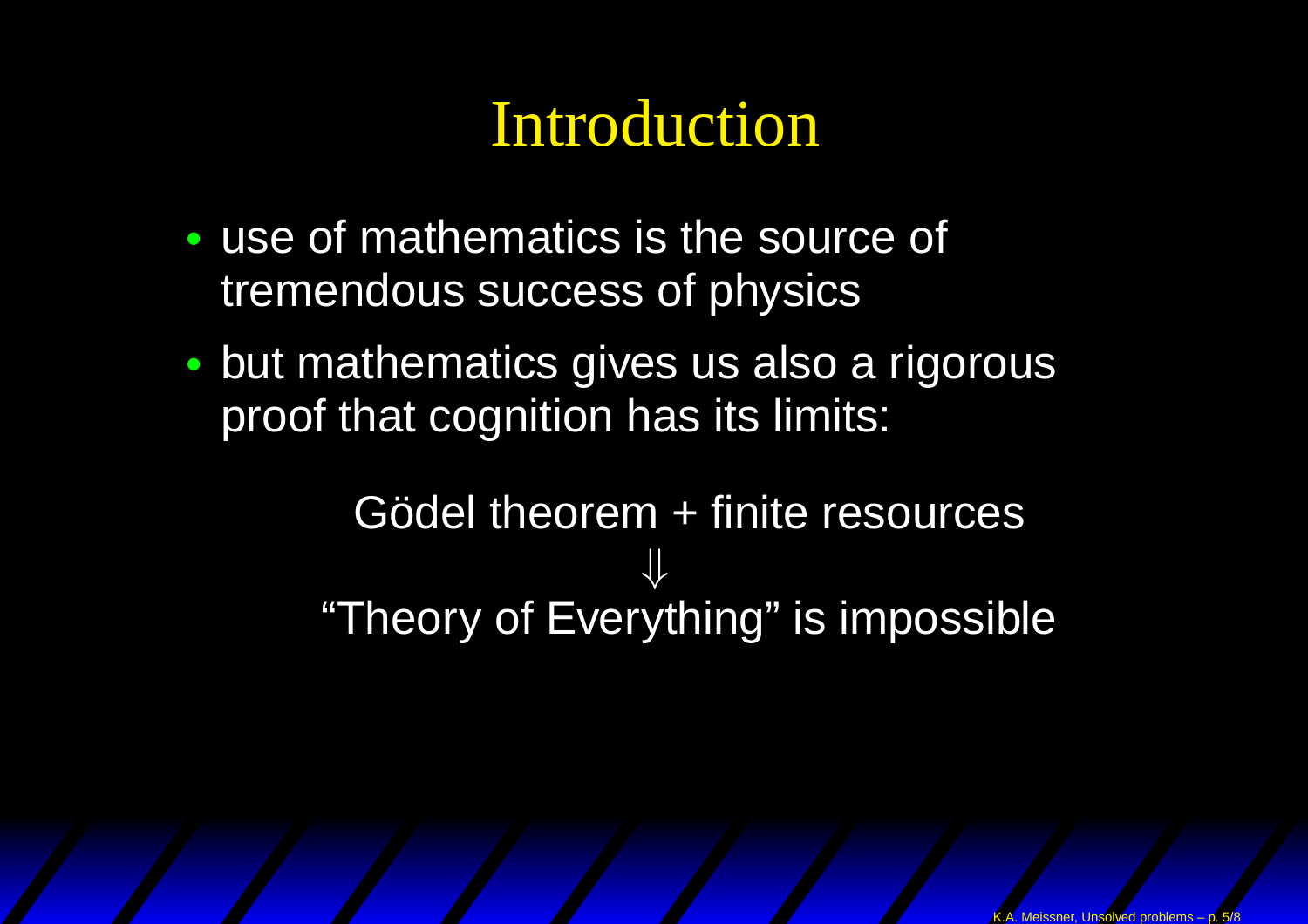# Introduction

- use of mathematics is the source of tremendous success of physics
- but mathematics gives us also a rigorous proof that cognition has its limits:

Gödel theorem + finite resources

$$\Downarrow$$

"Theory of Everything" is impossible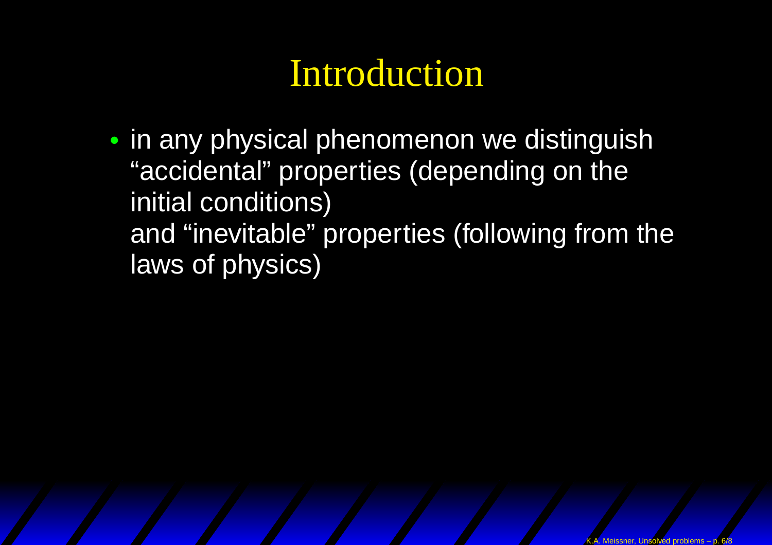# Introduction

- in any physical phenomenon we distinguish "accidental" properties (depending on the initial conditions)
  and "inevitable" properties (following from the laws of physics)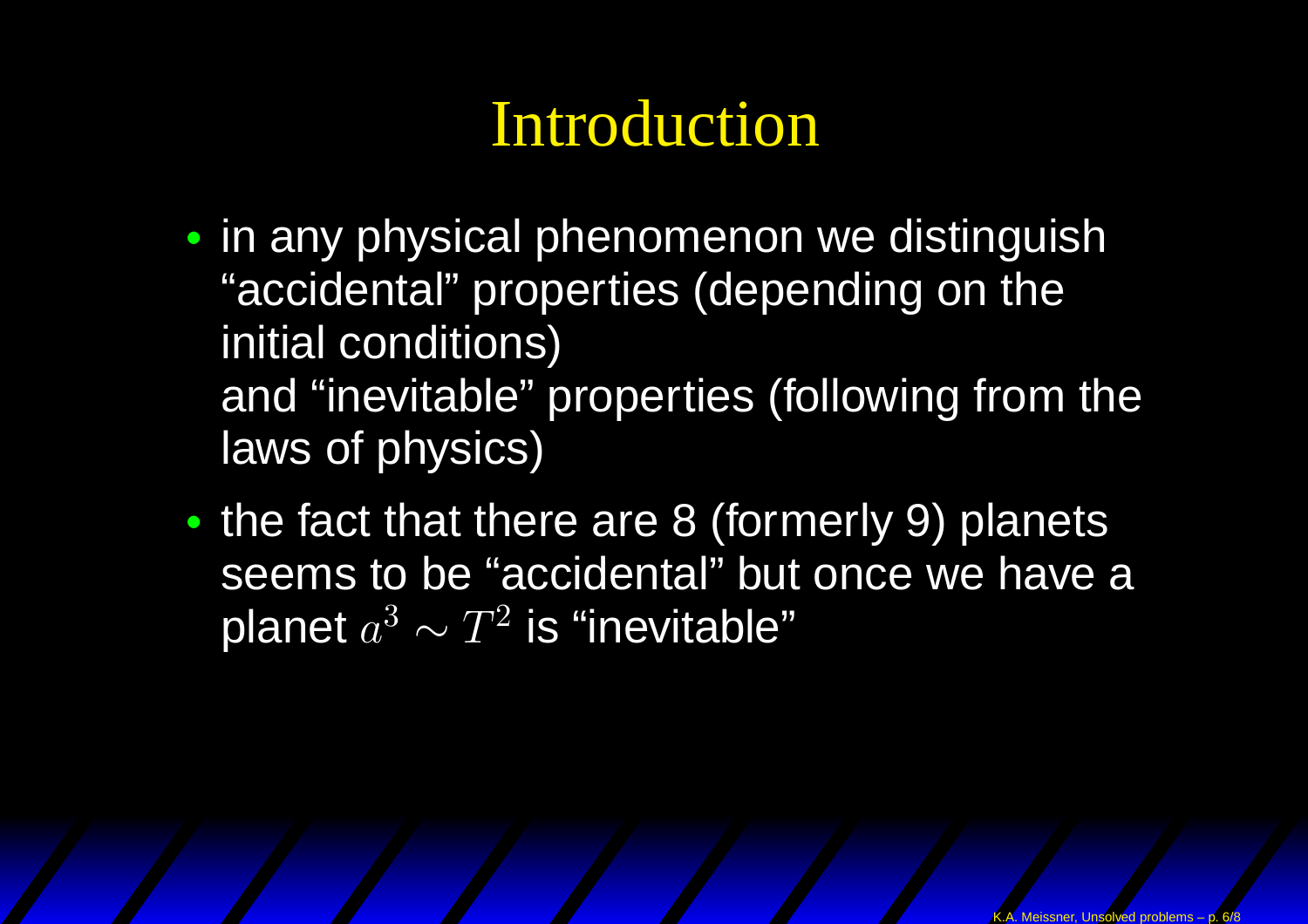# Introduction

- in any physical phenomenon we distinguish "accidental" properties (depending on the initial conditions)
  and "inevitable" properties (following from the laws of physics)
- the fact that there are 8 (formerly 9) planets seems to be "accidental" but once we have a planet $a^3 \sim T^2$ is "inevitable"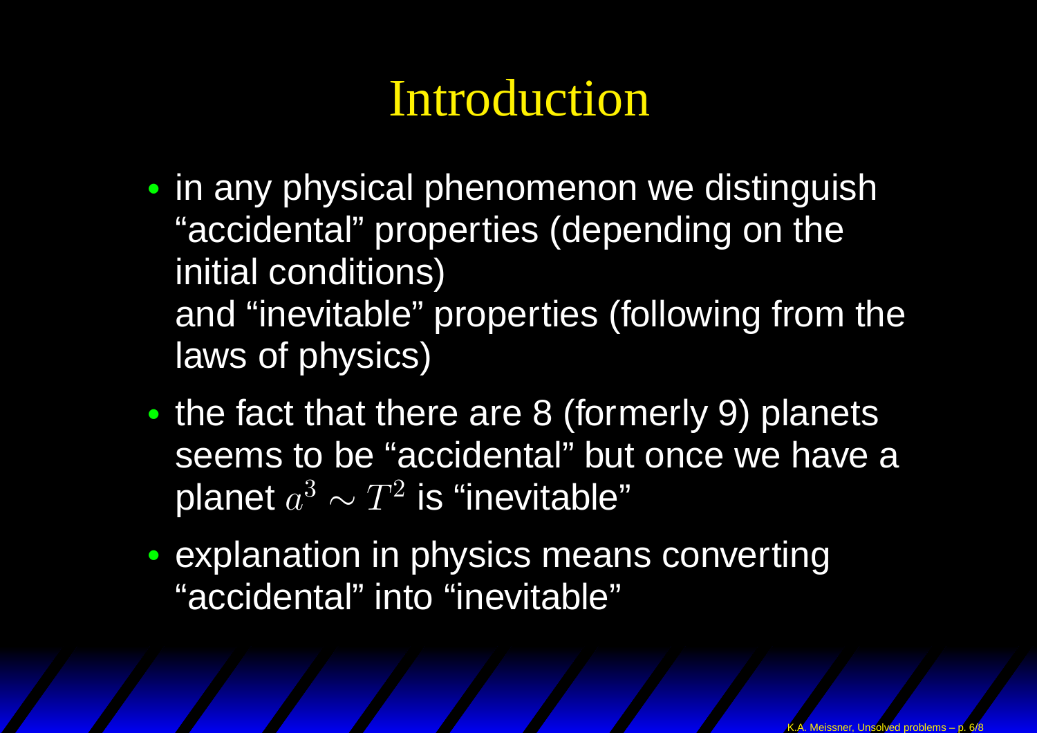# Introduction

- in any physical phenomenon we distinguish "accidental" properties (depending on the initial conditions)
  and "inevitable" properties (following from the laws of physics)
- the fact that there are 8 (formerly 9) planets seems to be "accidental" but once we have a planet $a^3 \sim T^2$ is "inevitable"
- explanation in physics means converting "accidental" into "inevitable"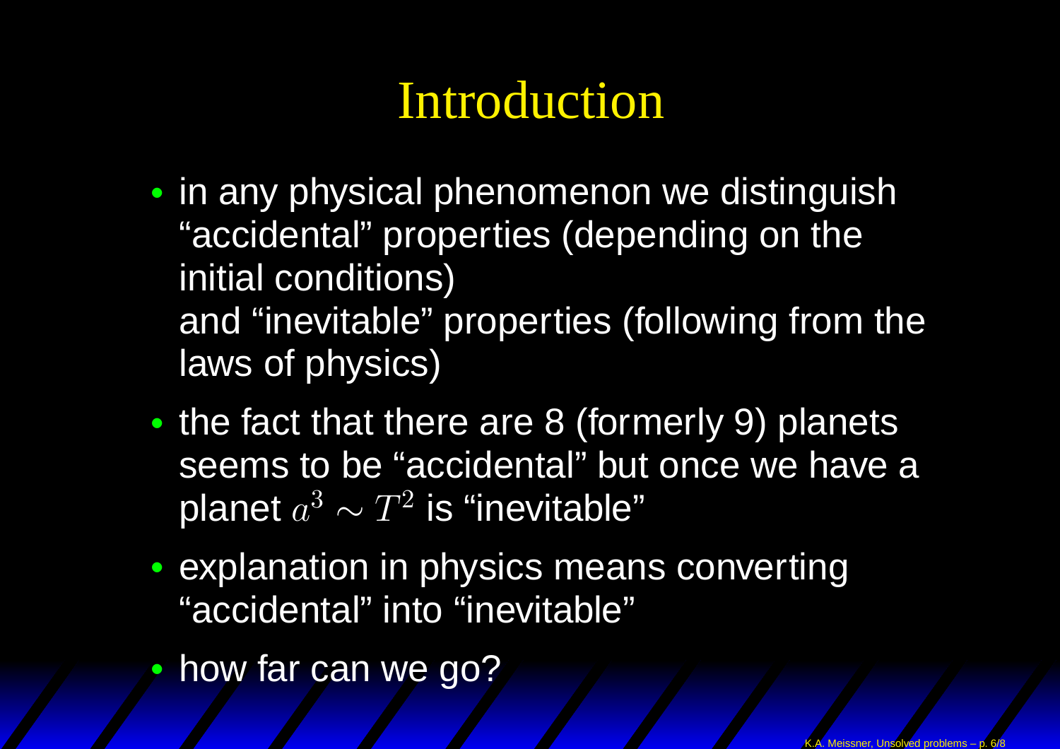# Introduction

- in any physical phenomenon we distinguish “accidental” properties (depending on the initial conditions)
  and “inevitable” properties (following from the laws of physics)
- the fact that there are 8 (formerly 9) planets seems to be “accidental” but once we have a planet $a^3 \sim T^2$ is “inevitable”
- explanation in physics means converting “accidental” into “inevitable”
- how far can we go?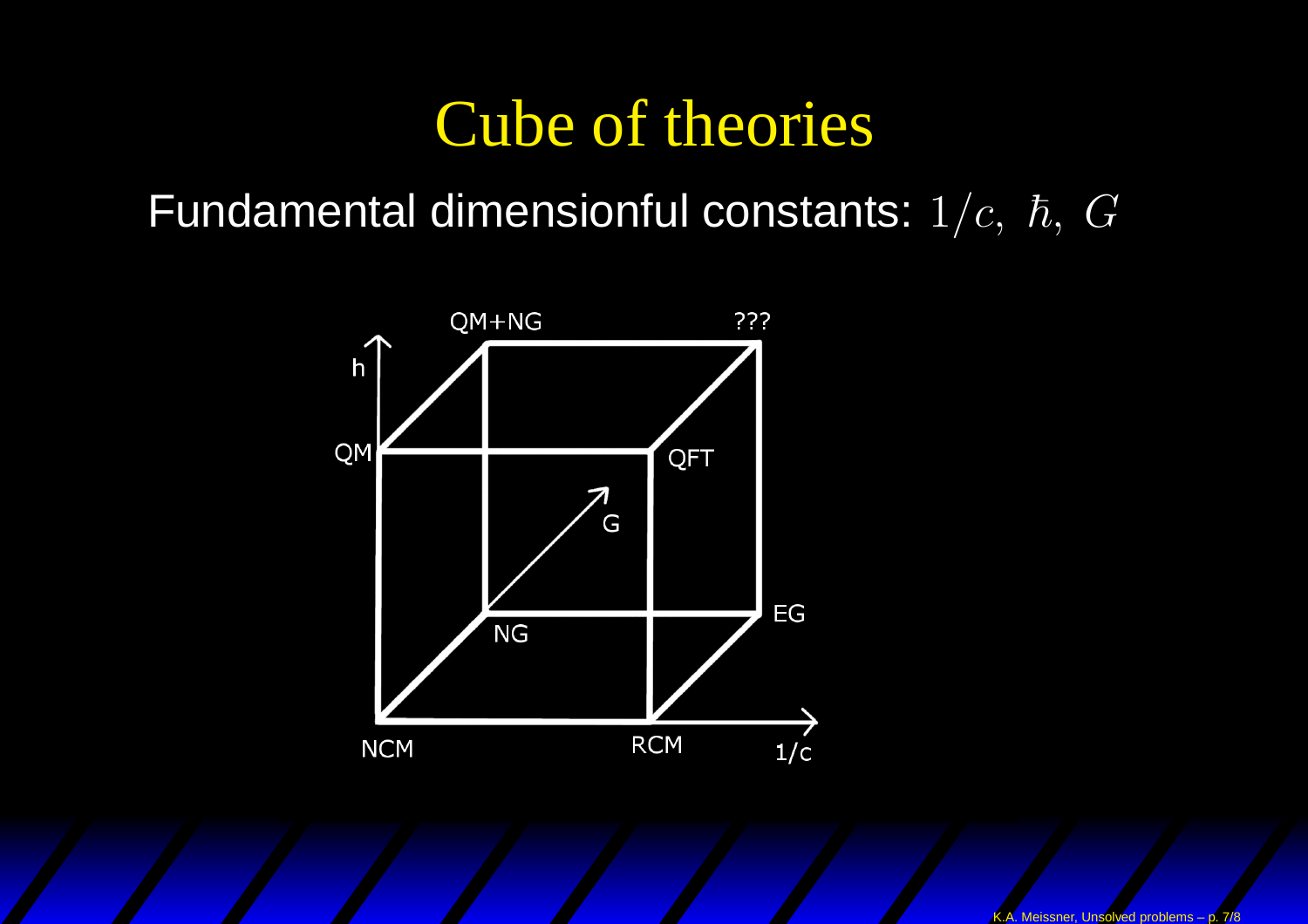# Cube of theories

Fundamental dimensionful constants: $1/c,\ \hbar,\ G$

QM+NG

???

h

QM

QFT

G

NG

EG

NCM

RCM

1/c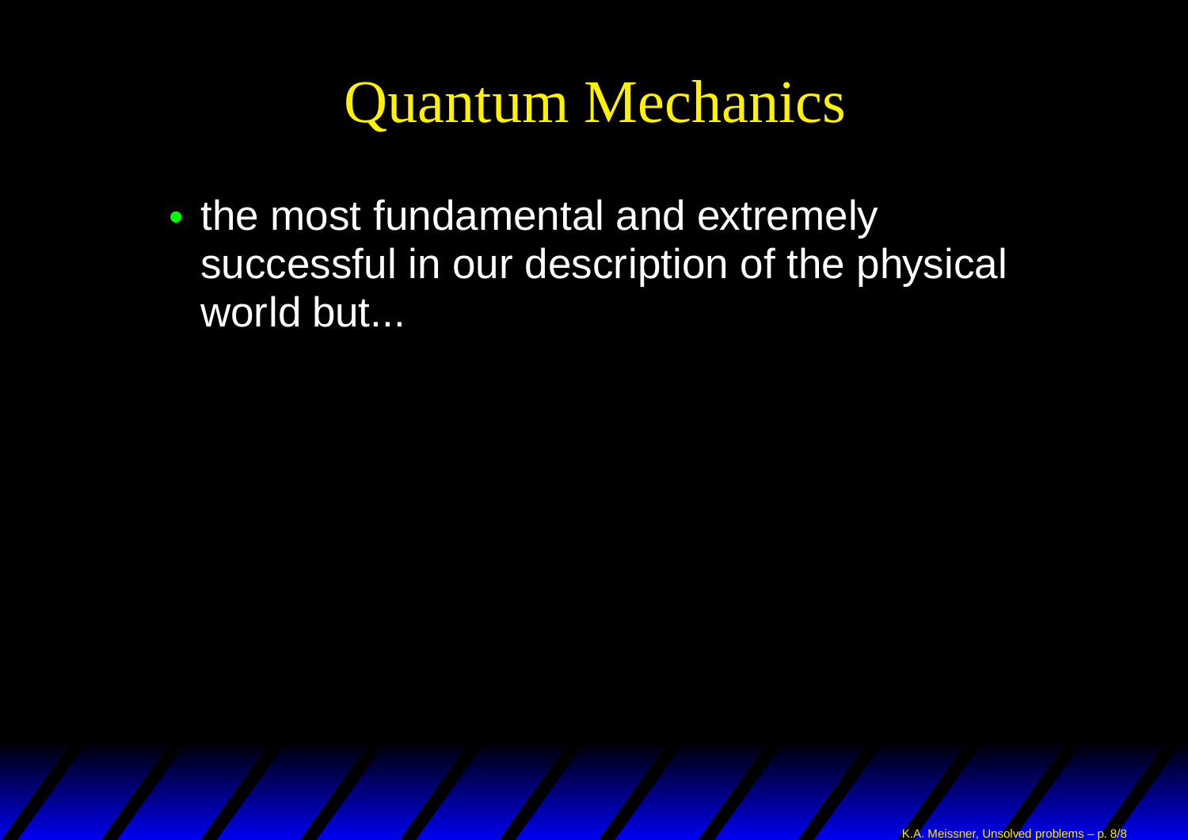# Quantum Mechanics

- the most fundamental and extremely successful in our description of the physical world but...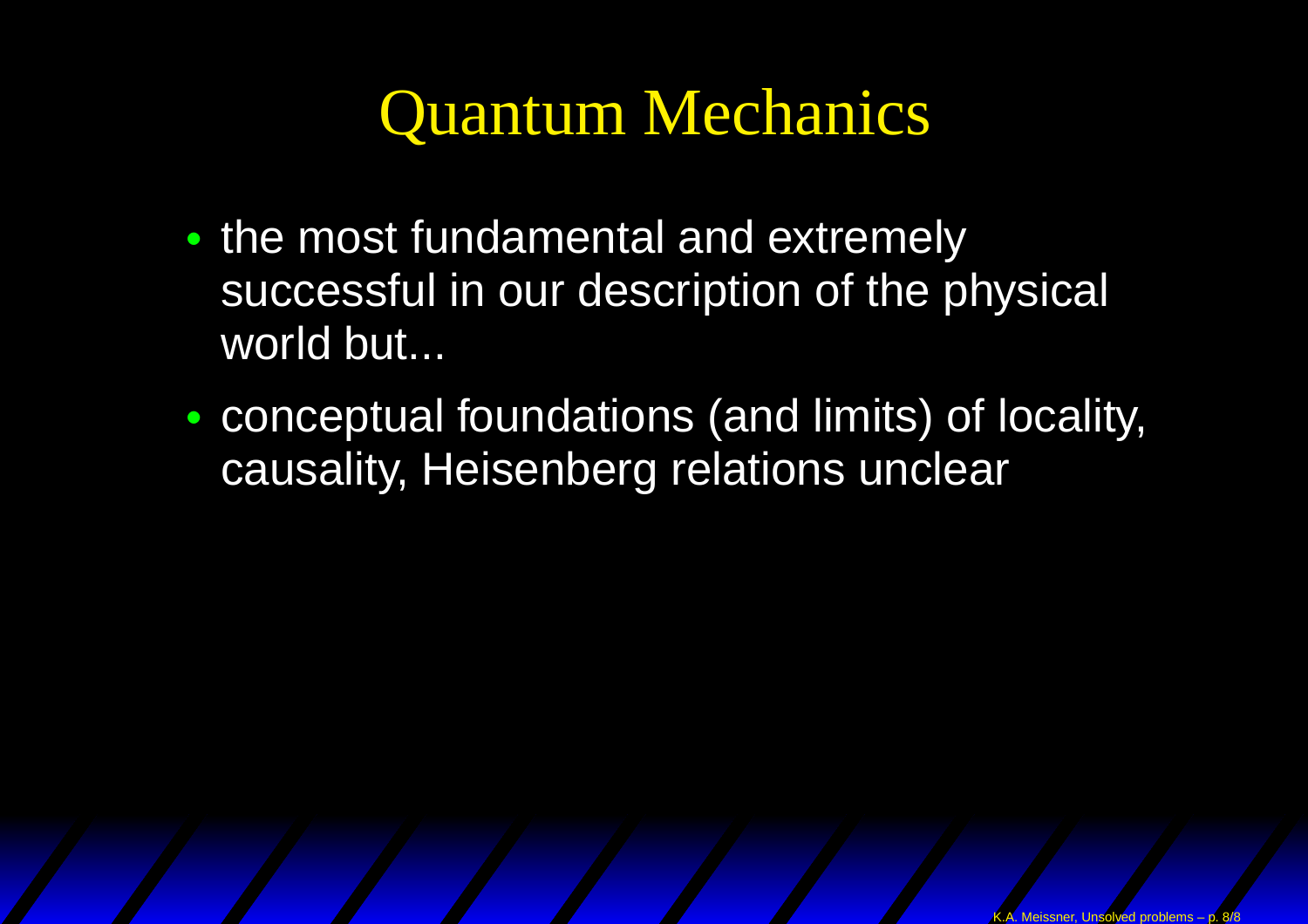# Quantum Mechanics

- the most fundamental and extremely successful in our description of the physical world but...
- conceptual foundations (and limits) of locality, causality, Heisenberg relations unclear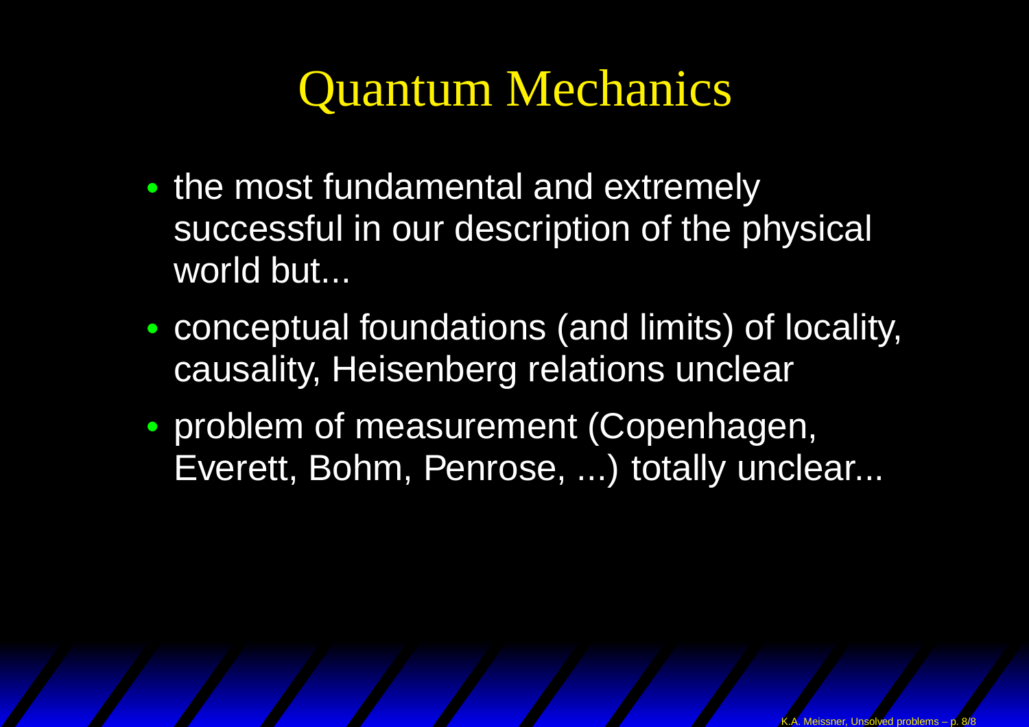# Quantum Mechanics

- the most fundamental and extremely successful in our description of the physical world but...
- conceptual foundations (and limits) of locality, causality, Heisenberg relations unclear
- problem of measurement (Copenhagen, Everett, Bohm, Penrose, ...) totally unclear...